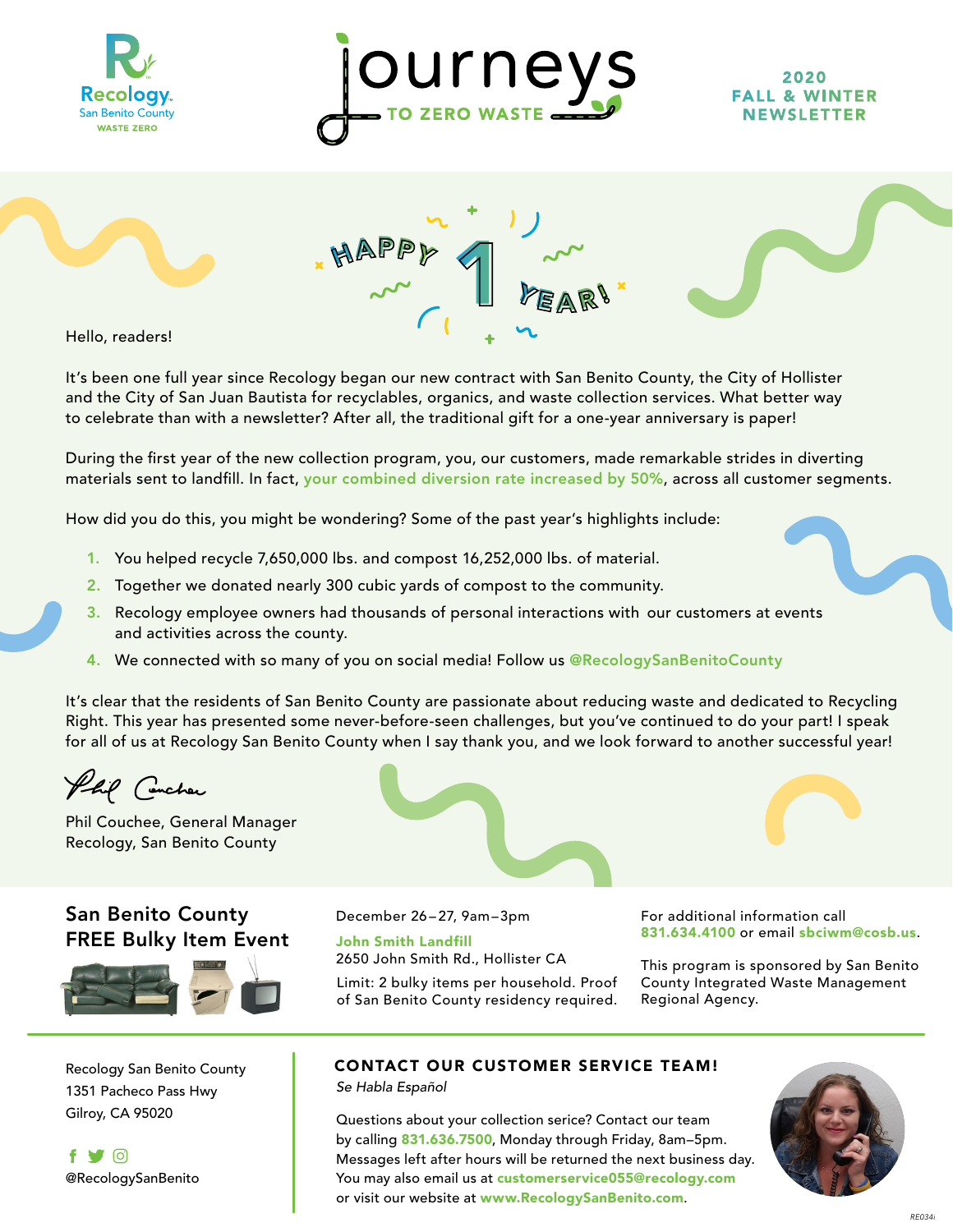Recology San Benito County WASTE ZERO

# Journeys TO ZERO WASTE

**2020 FALL & WINTER NEWSLETTER**

## HAPPY 1 YEAR!

Hello, readers!

It's been one full year since Recology began our new contract with San Benito County, the City of Hollister and the City of San Juan Bautista for recyclables, organics, and waste collection services. What better way to celebrate than with a newsletter? After all, the traditional gift for a one-year anniversary is paper!

During the first year of the new collection program, you, our customers, made remarkable strides in diverting materials sent to landfill. In fact, **your combined diversion rate increased by 50%**, across all customer segments.

How did you do this, you might be wondering? Some of the past year's highlights include:

1. You helped recycle 7,650,000 lbs. and compost 16,252,000 lbs. of material.
2. Together we donated nearly 300 cubic yards of compost to the community.
3. Recology employee owners had thousands of personal interactions with our customers at events and activities across the county.
4. We connected with so many of you on social media! Follow us **@RecologySanBenitoCounty**

It's clear that the residents of San Benito County are passionate about reducing waste and dedicated to Recycling Right. This year has presented some never-before-seen challenges, but you've continued to do your part! I speak for all of us at Recology San Benito County when I say thank you, and we look forward to another successful year!

Phil Couchee, General Manager
Recology, San Benito County

## San Benito County FREE Bulky Item Event

December 26–27, 9am–3pm

**John Smith Landfill**
2650 John Smith Rd., Hollister CA

Limit: 2 bulky items per household. Proof of San Benito County residency required.

For additional information call **831.634.4100** or email **sbciwm@cosb.us**.

This program is sponsored by San Benito County Integrated Waste Management Regional Agency.

Recology San Benito County
1351 Pacheco Pass Hwy
Gilroy, CA 95020

@RecologySanBenito

## CONTACT OUR CUSTOMER SERVICE TEAM!

*Se Habla Español*

Questions about your collection serice? Contact our team by calling **831.636.7500**, Monday through Friday, 8am–5pm. Messages left after hours will be returned the next business day. You may also email us at **customerservice055@recology.com** or visit our website at **www.RecologySanBenito.com**.

RE034i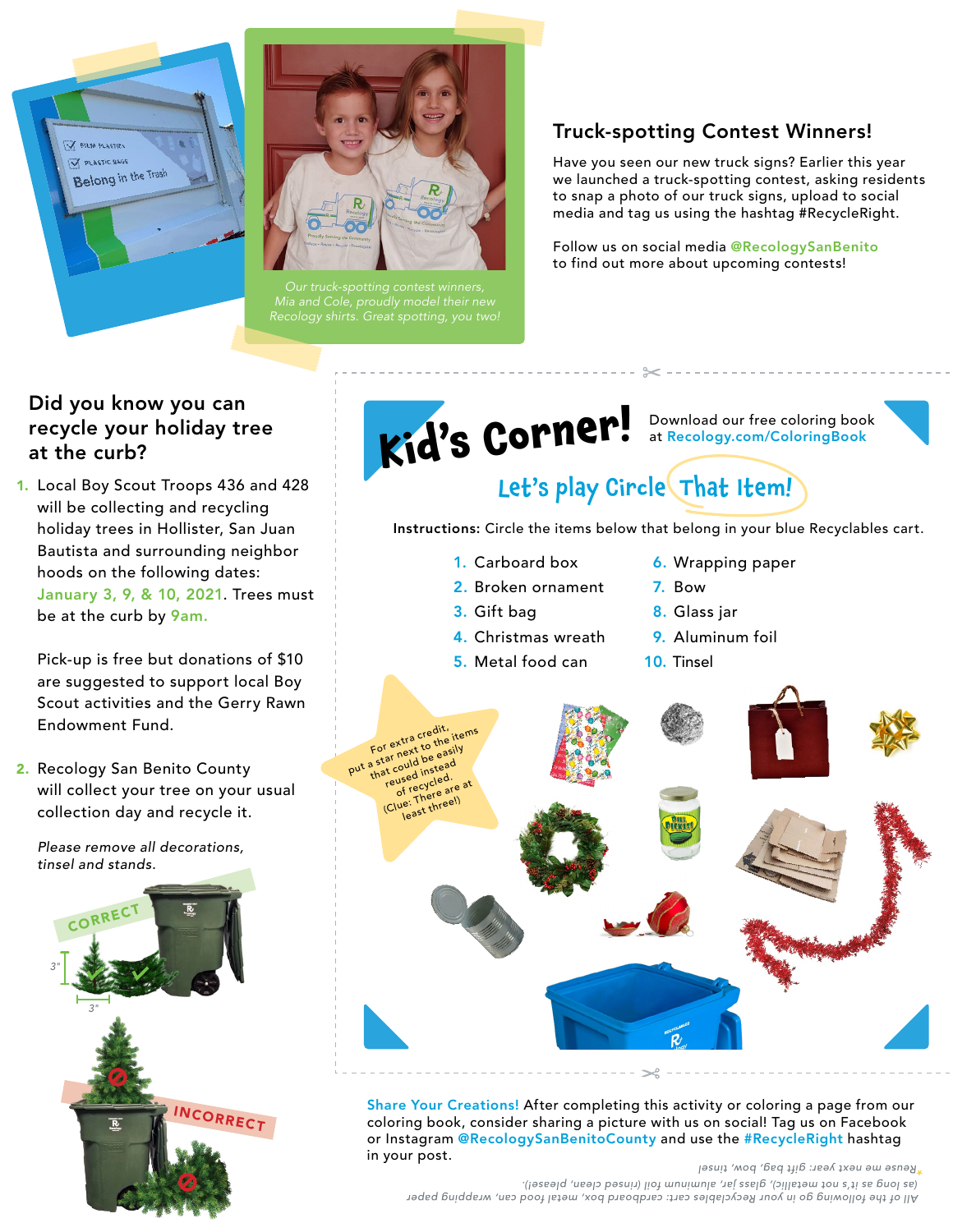## Truck-spotting Contest Winners!

Have you seen our new truck signs? Earlier this year we launched a truck-spotting contest, asking residents to snap a photo of our truck signs, upload to social media and tag us using the hashtag #RecycleRight.

Follow us on social media @RecologySanBenito to find out more about upcoming contests!

*Our truck-spotting contest winners, Mia and Cole, proudly model their new Recology shirts. Great spotting, you two!*

## Did you know you can recycle your holiday tree at the curb?

1. Local Boy Scout Troops 436 and 428 will be collecting and recycling holiday trees in Hollister, San Juan Bautista and surrounding neighbor hoods on the following dates: **January 3, 9, & 10, 2021**. Trees must be at the curb by **9am.**

   Pick-up is free but donations of $10 are suggested to support local Boy Scout activities and the Gerry Rawn Endowment Fund.

2. Recology San Benito County will collect your tree on your usual collection day and recycle it.

*Please remove all decorations, tinsel and stands.*

CORRECT

3"

3"

INCORRECT

## Kid's Corner!

Download our free coloring book at Recology.com/ColoringBook

### Let's play Circle That Item!

**Instructions:** Circle the items below that belong in your blue Recyclables cart.

1. Carboard box
2. Broken ornament
3. Gift bag
4. Christmas wreath
5. Metal food can
6. Wrapping paper
7. Bow
8. Glass jar
9. Aluminum foil
10. Tinsel

For extra credit, put a star next to the items that could be easily reused instead of recycled. (Clue: There are at least three!)

**Share Your Creations!** After completing this activity or coloring a page from our coloring book, consider sharing a picture with us on social! Tag us on Facebook or Instagram @RecologySanBenitoCounty and use the #RecycleRight hashtag in your post.

All of the following go in your Recyclables cart: cardboard box, metal food can, wrapping paper (as long as it's not metallic), glass jar, aluminum foil (rinsed clean, please).

Reuse me next year: gift bag, bow, tinsel